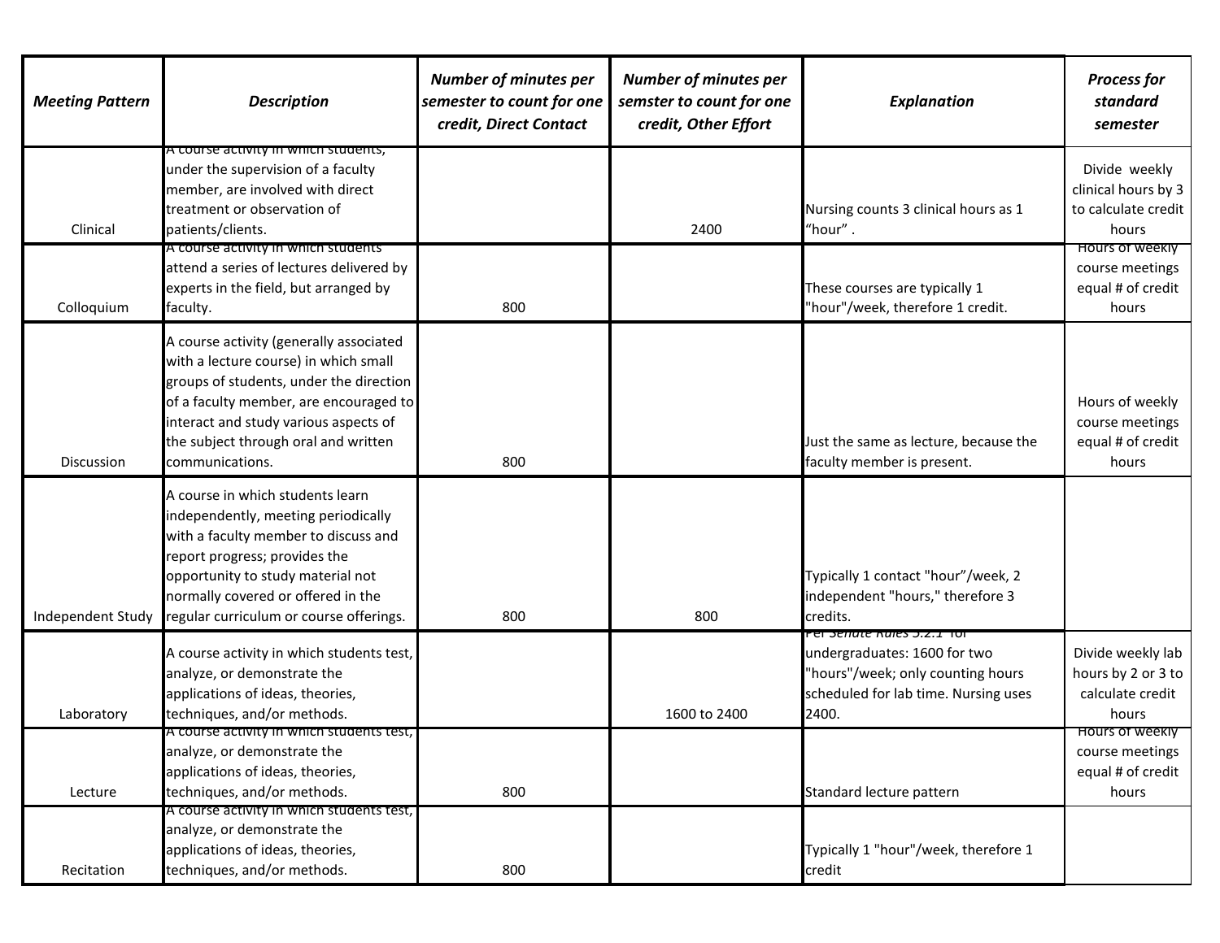| *Meeting Pattern* | *Description* | *Number of minutes per semester to count for one credit, Direct Contact* | *Number of minutes per semster to count for one credit, Other Effort* | *Explanation* | *Process for standard semester* |
|---|---|---|---|---|---|
| Clinical | A course activity in which students, under the supervision of a faculty member, are involved with direct treatment or observation of patients/clients. | | 2400 | Nursing counts 3 clinical hours as 1 "hour" . | Divide weekly clinical hours by 3 to calculate credit hours |
| Colloquium | A course activity in which students attend a series of lectures delivered by experts in the field, but arranged by faculty. | 800 | | These courses are typically 1 "hour"/week, therefore 1 credit. | Hours of weekly course meetings equal # of credit hours |
| Discussion | A course activity (generally associated with a lecture course) in which small groups of students, under the direction of a faculty member, are encouraged to interact and study various aspects of the subject through oral and written communications. | 800 | | Just the same as lecture, because the faculty member is present. | Hours of weekly course meetings equal # of credit hours |
| Independent Study | A course in which students learn independently, meeting periodically with a faculty member to discuss and report progress; provides the opportunity to study material not normally covered or offered in the regular curriculum or course offerings. | 800 | 800 | Typically 1 contact "hour"/week, 2 independent "hours," therefore 3 credits. | |
| Laboratory | A course activity in which students test, analyze, or demonstrate the applications of ideas, theories, techniques, and/or methods. | | 1600 to 2400 | Per *Senate Rules 5.2.1* for undergraduates: 1600 for two "hours"/week; only counting hours scheduled for lab time. Nursing uses 2400. | Divide weekly lab hours by 2 or 3 to calculate credit hours |
| Lecture | A course activity in which students test, analyze, or demonstrate the applications of ideas, theories, techniques, and/or methods. | 800 | | Standard lecture pattern | Hours of weekly course meetings equal # of credit hours |
| Recitation | A course activity in which students test, analyze, or demonstrate the applications of ideas, theories, techniques, and/or methods. | 800 | | Typically 1 "hour"/week, therefore 1 credit | |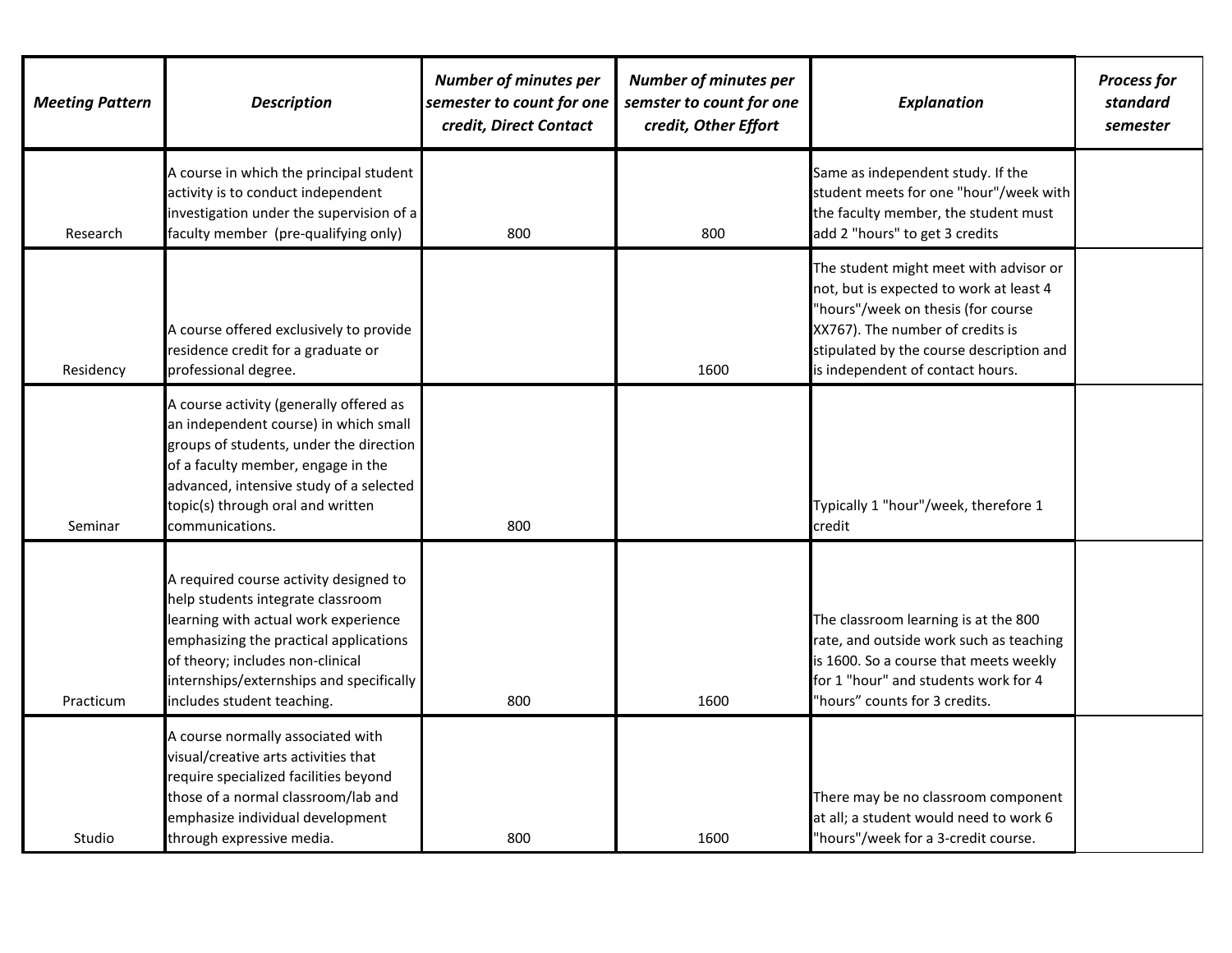| *Meeting Pattern* | *Description* | *Number of minutes per semester to count for one credit, Direct Contact* | *Number of minutes per semster to count for one credit, Other Effort* | *Explanation* | *Process for standard semester* |
|---|---|---|---|---|---|
| Research | A course in which the principal student activity is to conduct independent investigation under the supervision of a faculty member (pre-qualifying only) | 800 | 800 | Same as independent study. If the student meets for one "hour"/week with the faculty member, the student must add 2 "hours" to get 3 credits | |
| Residency | A course offered exclusively to provide residence credit for a graduate or professional degree. | | 1600 | The student might meet with advisor or not, but is expected to work at least 4 "hours"/week on thesis (for course XX767). The number of credits is stipulated by the course description and is independent of contact hours. | |
| Seminar | A course activity (generally offered as an independent course) in which small groups of students, under the direction of a faculty member, engage in the advanced, intensive study of a selected topic(s) through oral and written communications. | 800 | | Typically 1 "hour"/week, therefore 1 credit | |
| Practicum | A required course activity designed to help students integrate classroom learning with actual work experience emphasizing the practical applications of theory; includes non-clinical internships/externships and specifically includes student teaching. | 800 | 1600 | The classroom learning is at the 800 rate, and outside work such as teaching is 1600. So a course that meets weekly for 1 "hour" and students work for 4 "hours" counts for 3 credits. | |
| Studio | A course normally associated with visual/creative arts activities that require specialized facilities beyond those of a normal classroom/lab and emphasize individual development through expressive media. | 800 | 1600 | There may be no classroom component at all; a student would need to work 6 "hours"/week for a 3-credit course. | |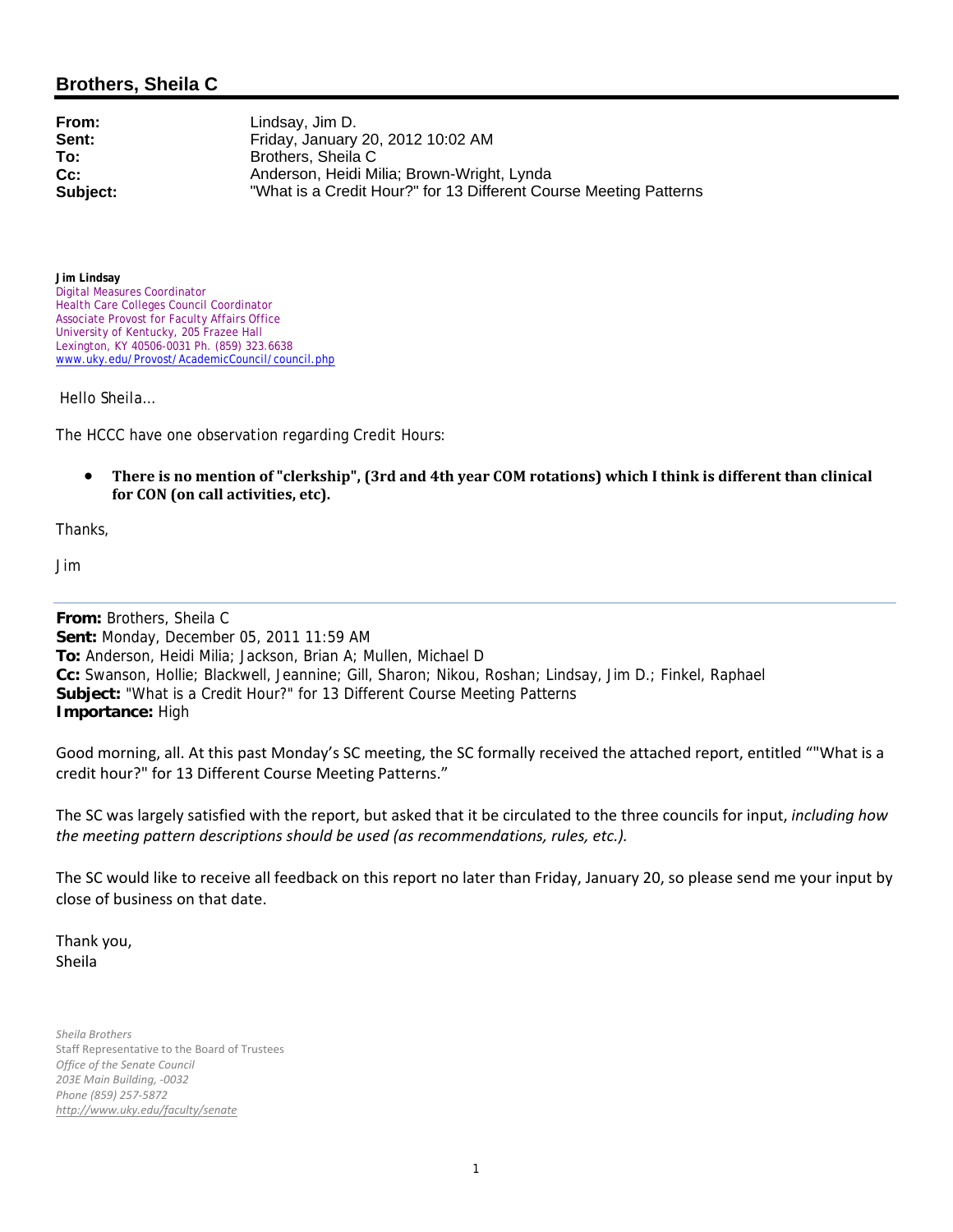# Brothers, Sheila C

**From:** Lindsay, Jim D.
**Sent:** Friday, January 20, 2012 10:02 AM
**To:** Brothers, Sheila C
**Cc:** Anderson, Heidi Milia; Brown-Wright, Lynda
**Subject:** "What is a Credit Hour?" for 13 Different Course Meeting Patterns

**Jim Lindsay**
Digital Measures Coordinator
Health Care Colleges Council Coordinator
Associate Provost for Faculty Affairs Office
University of Kentucky, 205 Frazee Hall
Lexington, KY 40506-0031 Ph. (859) 323.6638
www.uky.edu/Provost/AcademicCouncil/council.php

Hello Sheila…

The HCCC have one observation regarding Credit Hours:

- **There is no mention of "clerkship", (3rd and 4th year COM rotations) which I think is different than clinical for CON (on call activities, etc).**

Thanks,

Jim

---

**From:** Brothers, Sheila C
**Sent:** Monday, December 05, 2011 11:59 AM
**To:** Anderson, Heidi Milia; Jackson, Brian A; Mullen, Michael D
**Cc:** Swanson, Hollie; Blackwell, Jeannine; Gill, Sharon; Nikou, Roshan; Lindsay, Jim D.; Finkel, Raphael
**Subject:** "What is a Credit Hour?" for 13 Different Course Meeting Patterns
**Importance:** High

Good morning, all. At this past Monday's SC meeting, the SC formally received the attached report, entitled ""What is a credit hour?" for 13 Different Course Meeting Patterns."

The SC was largely satisfied with the report, but asked that it be circulated to the three councils for input, *including how the meeting pattern descriptions should be used (as recommendations, rules, etc.).*

The SC would like to receive all feedback on this report no later than Friday, January 20, so please send me your input by close of business on that date.

Thank you,
Sheila

*Sheila Brothers*
Staff Representative to the Board of Trustees
*Office of the Senate Council*
*203E Main Building, -0032*
*Phone (859) 257-5872*
*http://www.uky.edu/faculty/senate*